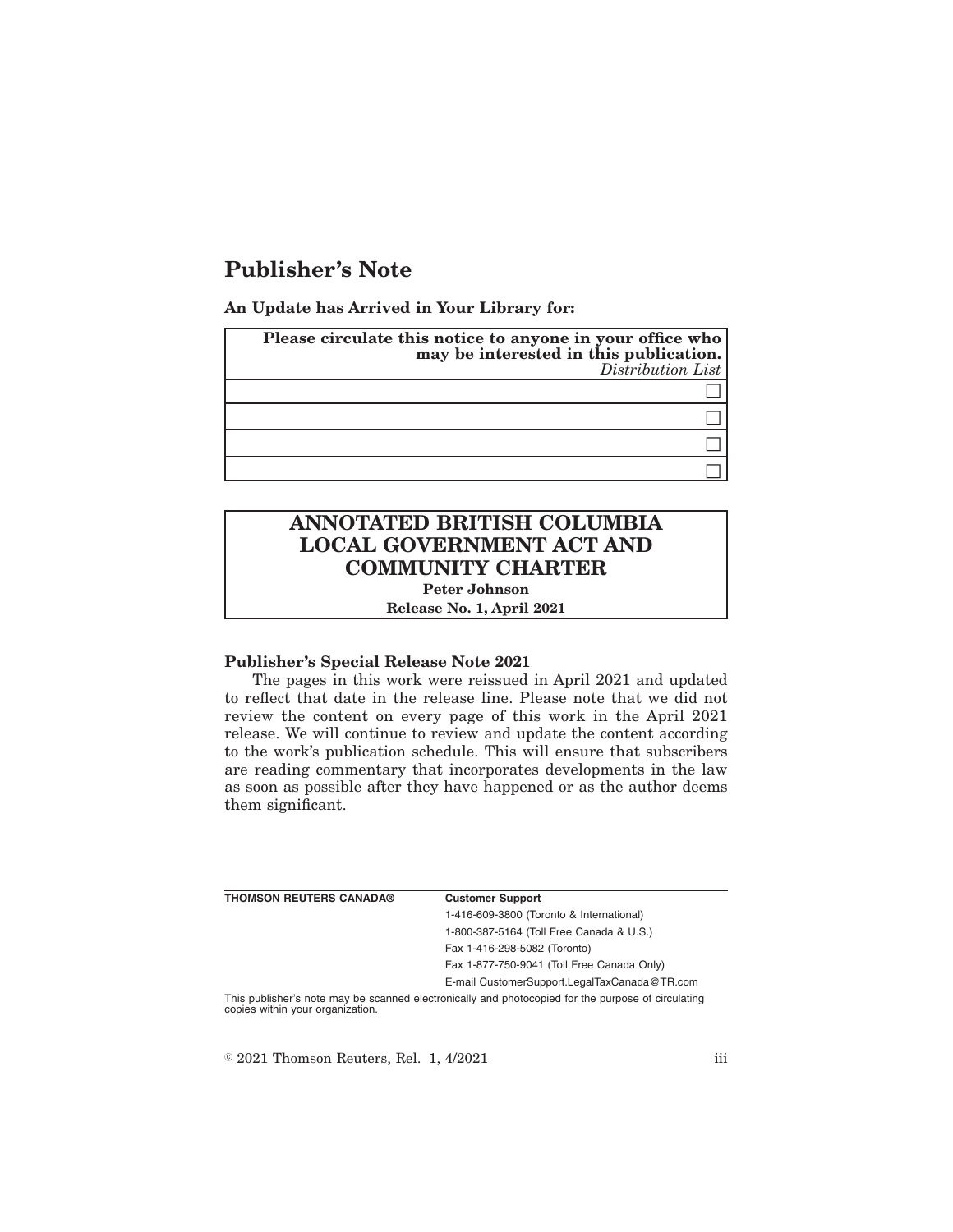# Publisher's Note

**An Update has Arrived in Your Library for:**

| **Please circulate this notice to anyone in your office who may be interested in this publication.** *Distribution List* |
|---|
| ☐ |
| ☐ |
| ☐ |
| ☐ |

## ANNOTATED BRITISH COLUMBIA LOCAL GOVERNMENT ACT AND COMMUNITY CHARTER

**Peter Johnson**

**Release No. 1, April 2021**

**Publisher's Special Release Note 2021**

The pages in this work were reissued in April 2021 and updated to reflect that date in the release line. Please note that we did not review the content on every page of this work in the April 2021 release. We will continue to review and update the content according to the work's publication schedule. This will ensure that subscribers are reading commentary that incorporates developments in the law as soon as possible after they have happened or as the author deems them significant.

| **THOMSON REUTERS CANADA®** | **Customer Support** |
|---|---|
| | 1-416-609-3800 (Toronto & International) |
| | 1-800-387-5164 (Toll Free Canada & U.S.) |
| | Fax 1-416-298-5082 (Toronto) |
| | Fax 1-877-750-9041 (Toll Free Canada Only) |
| | E-mail CustomerSupport.LegalTaxCanada@TR.com |

This publisher's note may be scanned electronically and photocopied for the purpose of circulating copies within your organization.

© 2021 Thomson Reuters, Rel. 1, 4/2021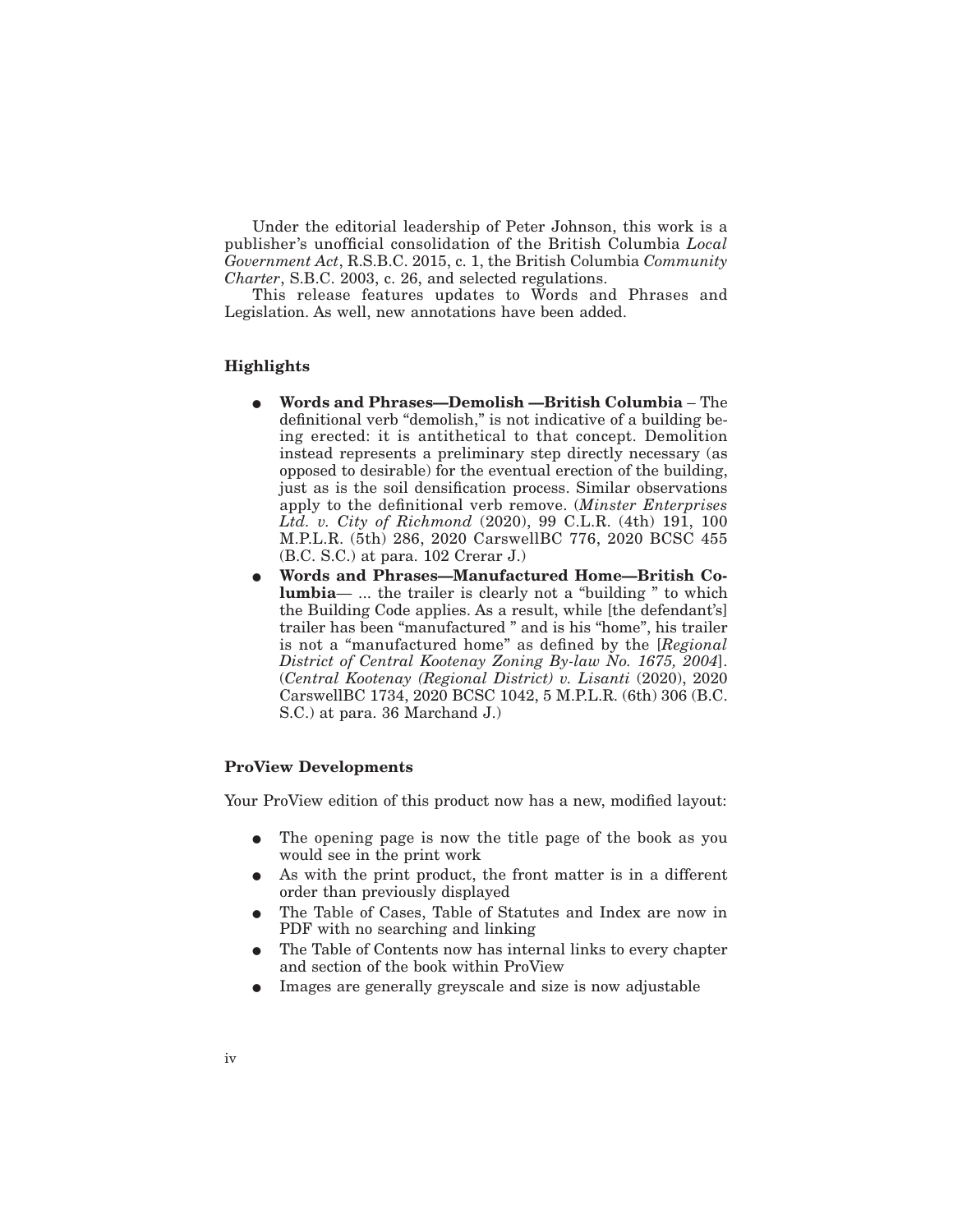Under the editorial leadership of Peter Johnson, this work is a publisher's unofficial consolidation of the British Columbia *Local Government Act*, R.S.B.C. 2015, c. 1, the British Columbia *Community Charter*, S.B.C. 2003, c. 26, and selected regulations.

This release features updates to Words and Phrases and Legislation. As well, new annotations have been added.

### Highlights

- **Words and Phrases—Demolish —British Columbia** – The definitional verb "demolish," is not indicative of a building being erected: it is antithetical to that concept. Demolition instead represents a preliminary step directly necessary (as opposed to desirable) for the eventual erection of the building, just as is the soil densification process. Similar observations apply to the definitional verb remove. (*Minster Enterprises Ltd. v. City of Richmond* (2020), 99 C.L.R. (4th) 191, 100 M.P.L.R. (5th) 286, 2020 CarswellBC 776, 2020 BCSC 455 (B.C. S.C.) at para. 102 Crerar J.)
- **Words and Phrases—Manufactured Home—British Columbia**— ... the trailer is clearly not a "building " to which the Building Code applies. As a result, while [the defendant's] trailer has been "manufactured " and is his "home", his trailer is not a "manufactured home" as defined by the [*Regional District of Central Kootenay Zoning By-law No. 1675, 2004*]. (*Central Kootenay (Regional District) v. Lisanti* (2020), 2020 CarswellBC 1734, 2020 BCSC 1042, 5 M.P.L.R. (6th) 306 (B.C. S.C.) at para. 36 Marchand J.)

### ProView Developments

Your ProView edition of this product now has a new, modified layout:

- The opening page is now the title page of the book as you would see in the print work
- As with the print product, the front matter is in a different order than previously displayed
- The Table of Cases, Table of Statutes and Index are now in PDF with no searching and linking
- The Table of Contents now has internal links to every chapter and section of the book within ProView
- Images are generally greyscale and size is now adjustable